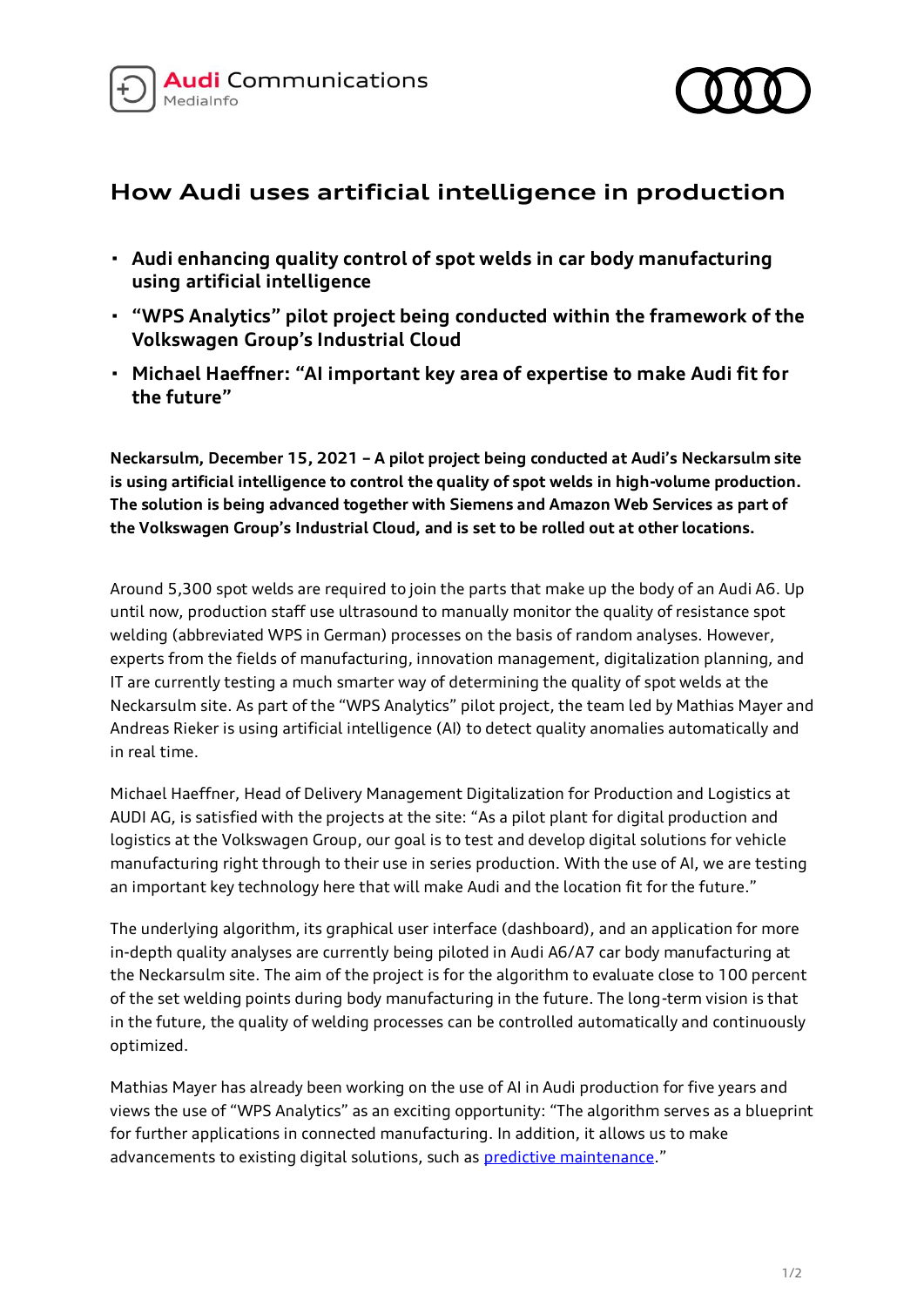Audi Communications
MediaInfo

# How Audi uses artificial intelligence in production

- **Audi enhancing quality control of spot welds in car body manufacturing using artificial intelligence**
- **"WPS Analytics" pilot project being conducted within the framework of the Volkswagen Group's Industrial Cloud**
- **Michael Haeffner: "AI important key area of expertise to make Audi fit for the future"**

**Neckarsulm, December 15, 2021 – A pilot project being conducted at Audi's Neckarsulm site is using artificial intelligence to control the quality of spot welds in high-volume production. The solution is being advanced together with Siemens and Amazon Web Services as part of the Volkswagen Group's Industrial Cloud, and is set to be rolled out at other locations.**

Around 5,300 spot welds are required to join the parts that make up the body of an Audi A6. Up until now, production staff use ultrasound to manually monitor the quality of resistance spot welding (abbreviated WPS in German) processes on the basis of random analyses. However, experts from the fields of manufacturing, innovation management, digitalization planning, and IT are currently testing a much smarter way of determining the quality of spot welds at the Neckarsulm site. As part of the "WPS Analytics" pilot project, the team led by Mathias Mayer and Andreas Rieker is using artificial intelligence (AI) to detect quality anomalies automatically and in real time.

Michael Haeffner, Head of Delivery Management Digitalization for Production and Logistics at AUDI AG, is satisfied with the projects at the site: "As a pilot plant for digital production and logistics at the Volkswagen Group, our goal is to test and develop digital solutions for vehicle manufacturing right through to their use in series production. With the use of AI, we are testing an important key technology here that will make Audi and the location fit for the future."

The underlying algorithm, its graphical user interface (dashboard), and an application for more in-depth quality analyses are currently being piloted in Audi A6/A7 car body manufacturing at the Neckarsulm site. The aim of the project is for the algorithm to evaluate close to 100 percent of the set welding points during body manufacturing in the future. The long-term vision is that in the future, the quality of welding processes can be controlled automatically and continuously optimized.

Mathias Mayer has already been working on the use of AI in Audi production for five years and views the use of "WPS Analytics" as an exciting opportunity: "The algorithm serves as a blueprint for further applications in connected manufacturing. In addition, it allows us to make advancements to existing digital solutions, such as predictive maintenance."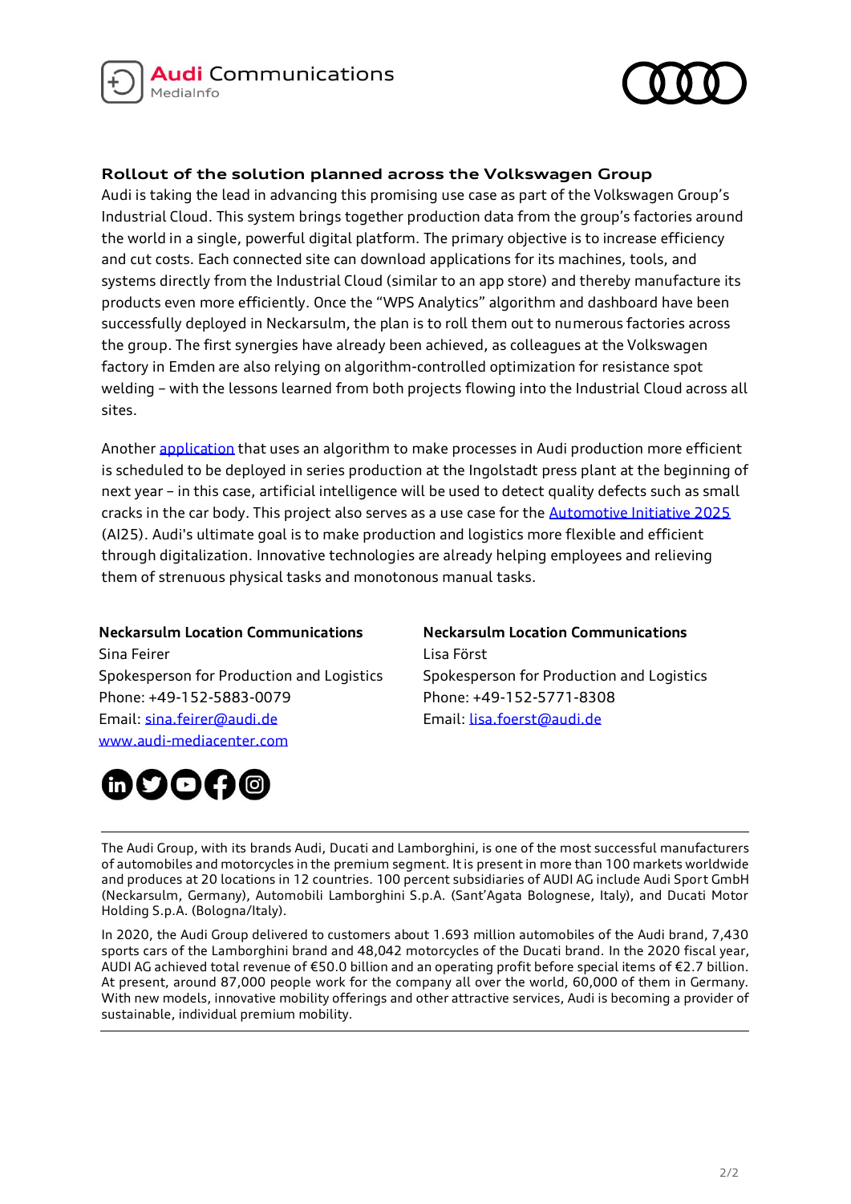### Rollout of the solution planned across the Volkswagen Group

Audi is taking the lead in advancing this promising use case as part of the Volkswagen Group's Industrial Cloud. This system brings together production data from the group's factories around the world in a single, powerful digital platform. The primary objective is to increase efficiency and cut costs. Each connected site can download applications for its machines, tools, and systems directly from the Industrial Cloud (similar to an app store) and thereby manufacture its products even more efficiently. Once the "WPS Analytics" algorithm and dashboard have been successfully deployed in Neckarsulm, the plan is to roll them out to numerous factories across the group. The first synergies have already been achieved, as colleagues at the Volkswagen factory in Emden are also relying on algorithm-controlled optimization for resistance spot welding – with the lessons learned from both projects flowing into the Industrial Cloud across all sites.

Another application that uses an algorithm to make processes in Audi production more efficient is scheduled to be deployed in series production at the Ingolstadt press plant at the beginning of next year – in this case, artificial intelligence will be used to detect quality defects such as small cracks in the car body. This project also serves as a use case for the Automotive Initiative 2025 (AI25). Audi's ultimate goal is to make production and logistics more flexible and efficient through digitalization. Innovative technologies are already helping employees and relieving them of strenuous physical tasks and monotonous manual tasks.

**Neckarsulm Location Communications**
Sina Feirer
Spokesperson for Production and Logistics
Phone: +49-152-5883-0079
Email: sina.feirer@audi.de
www.audi-mediacenter.com

**Neckarsulm Location Communications**
Lisa Först
Spokesperson for Production and Logistics
Phone: +49-152-5771-8308
Email: lisa.foerst@audi.de

---

The Audi Group, with its brands Audi, Ducati and Lamborghini, is one of the most successful manufacturers of automobiles and motorcycles in the premium segment. It is present in more than 100 markets worldwide and produces at 20 locations in 12 countries. 100 percent subsidiaries of AUDI AG include Audi Sport GmbH (Neckarsulm, Germany), Automobili Lamborghini S.p.A. (Sant'Agata Bolognese, Italy), and Ducati Motor Holding S.p.A. (Bologna/Italy).

In 2020, the Audi Group delivered to customers about 1.693 million automobiles of the Audi brand, 7,430 sports cars of the Lamborghini brand and 48,042 motorcycles of the Ducati brand. In the 2020 fiscal year, AUDI AG achieved total revenue of €50.0 billion and an operating profit before special items of €2.7 billion. At present, around 87,000 people work for the company all over the world, 60,000 of them in Germany. With new models, innovative mobility offerings and other attractive services, Audi is becoming a provider of sustainable, individual premium mobility.